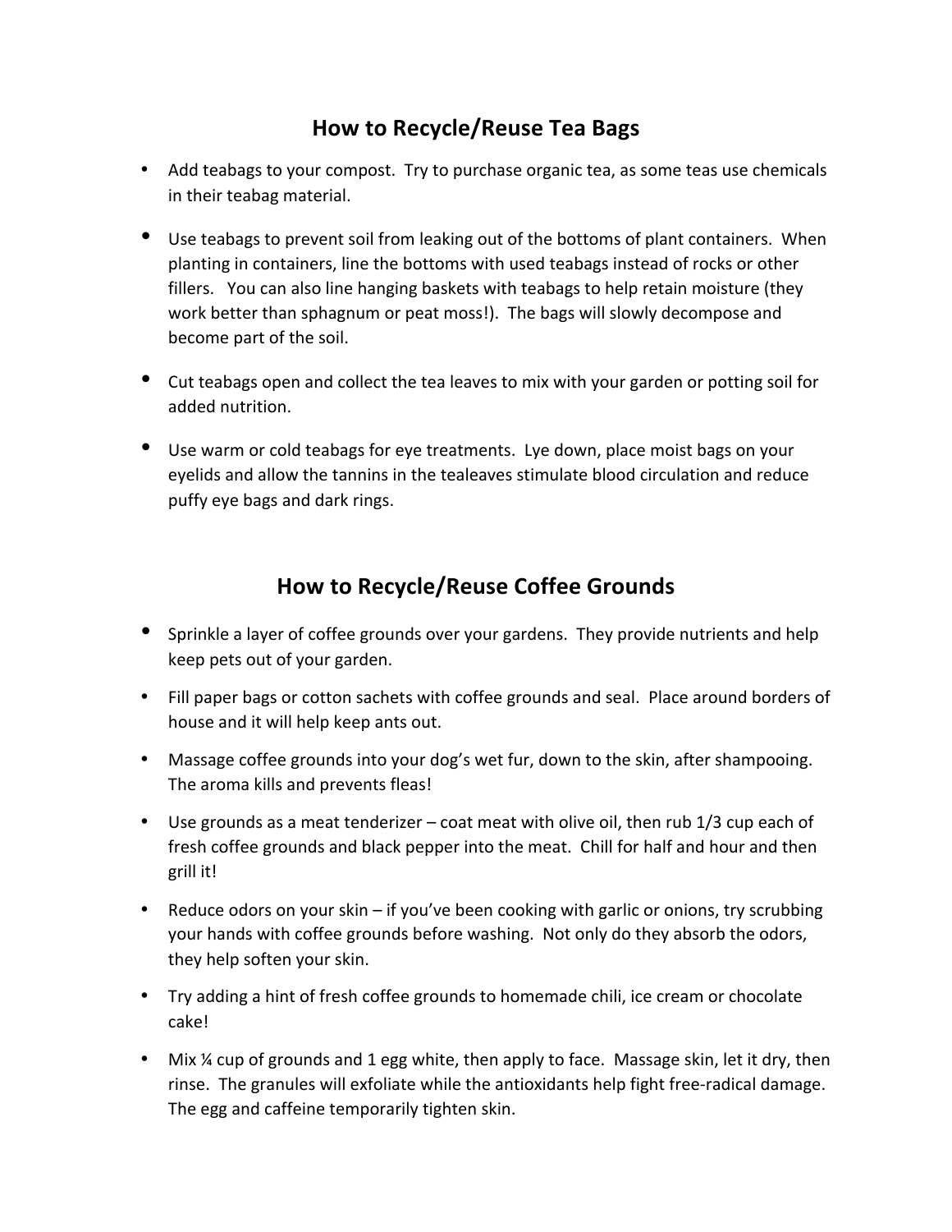## How to Recycle/Reuse Tea Bags

- Add teabags to your compost. Try to purchase organic tea, as some teas use chemicals in their teabag material.
- Use teabags to prevent soil from leaking out of the bottoms of plant containers. When planting in containers, line the bottoms with used teabags instead of rocks or other fillers. You can also line hanging baskets with teabags to help retain moisture (they work better than sphagnum or peat moss!). The bags will slowly decompose and become part of the soil.
- Cut teabags open and collect the tea leaves to mix with your garden or potting soil for added nutrition.
- Use warm or cold teabags for eye treatments. Lye down, place moist bags on your eyelids and allow the tannins in the tealeaves stimulate blood circulation and reduce puffy eye bags and dark rings.

## How to Recycle/Reuse Coffee Grounds

- Sprinkle a layer of coffee grounds over your gardens. They provide nutrients and help keep pets out of your garden.
- Fill paper bags or cotton sachets with coffee grounds and seal. Place around borders of house and it will help keep ants out.
- Massage coffee grounds into your dog's wet fur, down to the skin, after shampooing. The aroma kills and prevents fleas!
- Use grounds as a meat tenderizer – coat meat with olive oil, then rub 1/3 cup each of fresh coffee grounds and black pepper into the meat. Chill for half and hour and then grill it!
- Reduce odors on your skin – if you've been cooking with garlic or onions, try scrubbing your hands with coffee grounds before washing. Not only do they absorb the odors, they help soften your skin.
- Try adding a hint of fresh coffee grounds to homemade chili, ice cream or chocolate cake!
- Mix ¼ cup of grounds and 1 egg white, then apply to face. Massage skin, let it dry, then rinse. The granules will exfoliate while the antioxidants help fight free-radical damage. The egg and caffeine temporarily tighten skin.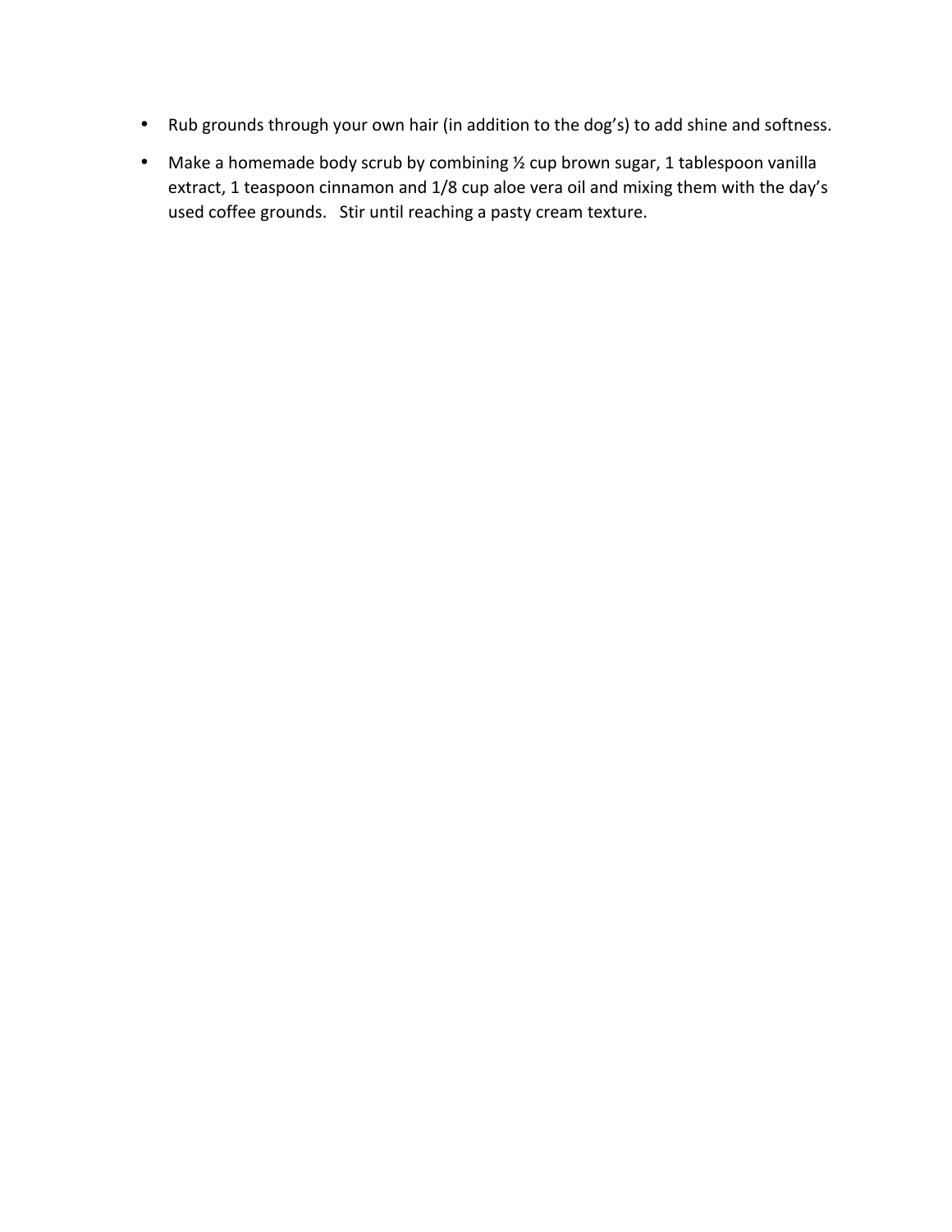- Rub grounds through your own hair (in addition to the dog's) to add shine and softness.
- Make a homemade body scrub by combining ½ cup brown sugar, 1 tablespoon vanilla extract, 1 teaspoon cinnamon and 1/8 cup aloe vera oil and mixing them with the day's used coffee grounds. Stir until reaching a pasty cream texture.